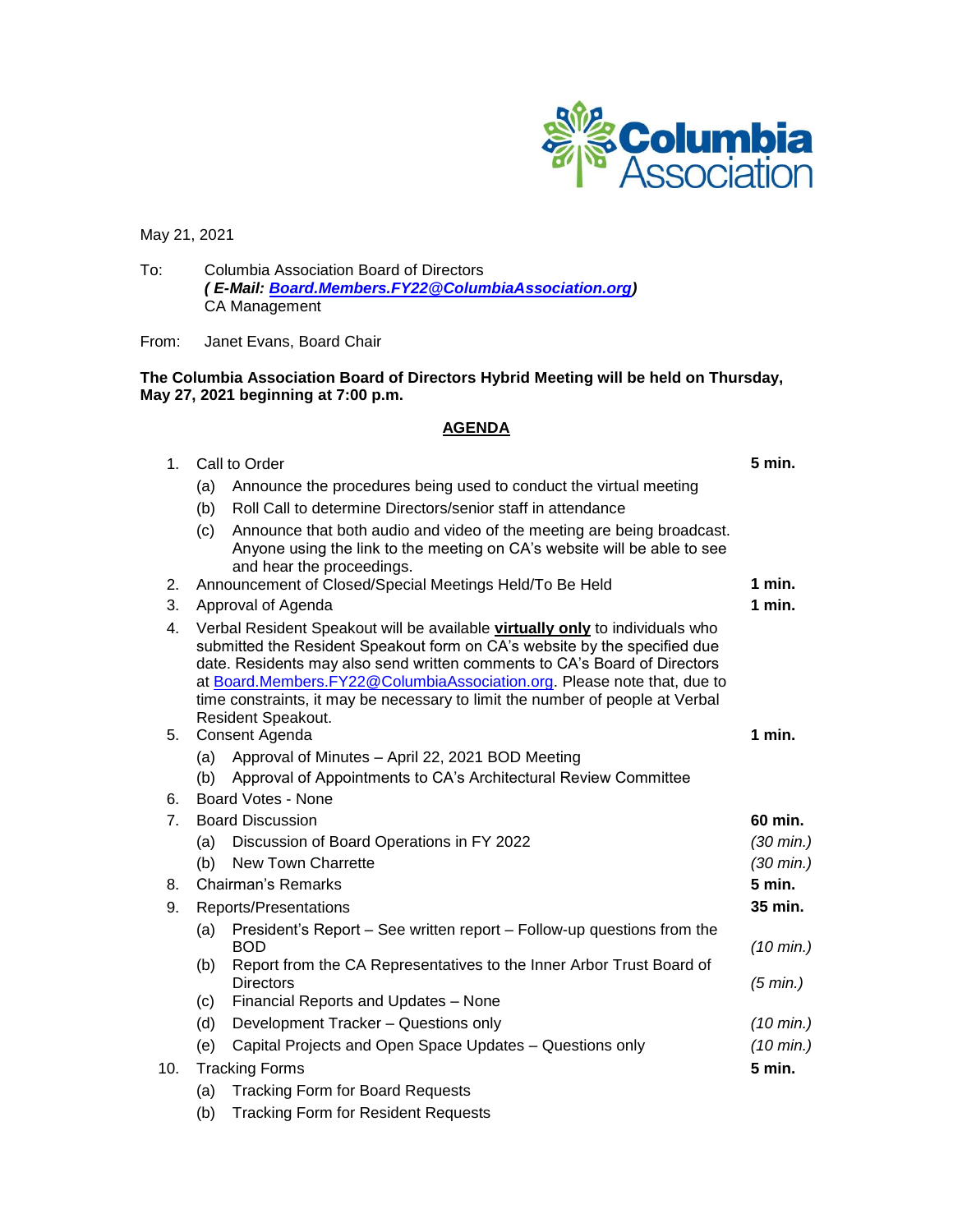Columbia Association

May 21, 2021

To: Columbia Association Board of Directors
***( E-Mail: Board.Members.FY22@ColumbiaAssociation.org)***
CA Management

From: Janet Evans, Board Chair

**The Columbia Association Board of Directors Hybrid Meeting will be held on Thursday, May 27, 2021 beginning at 7:00 p.m.**

## AGENDA

1. Call to Order — **5 min.**
   - (a) Announce the procedures being used to conduct the virtual meeting
   - (b) Roll Call to determine Directors/senior staff in attendance
   - (c) Announce that both audio and video of the meeting are being broadcast. Anyone using the link to the meeting on CA's website will be able to see and hear the proceedings.
2. Announcement of Closed/Special Meetings Held/To Be Held — **1 min.**
3. Approval of Agenda — **1 min.**
4. Verbal Resident Speakout will be available **virtually only** to individuals who submitted the Resident Speakout form on CA's website by the specified due date. Residents may also send written comments to CA's Board of Directors at Board.Members.FY22@ColumbiaAssociation.org. Please note that, due to time constraints, it may be necessary to limit the number of people at Verbal Resident Speakout.
5. Consent Agenda — **1 min.**
   - (a) Approval of Minutes – April 22, 2021 BOD Meeting
   - (b) Approval of Appointments to CA's Architectural Review Committee
6. Board Votes - None
7. Board Discussion — **60 min.**
   - (a) Discussion of Board Operations in FY 2022 — *(30 min.)*
   - (b) New Town Charrette — *(30 min.)*
8. Chairman's Remarks — **5 min.**
9. Reports/Presentations — **35 min.**
   - (a) President's Report – See written report – Follow-up questions from the BOD — *(10 min.)*
   - (b) Report from the CA Representatives to the Inner Arbor Trust Board of Directors — *(5 min.)*
   - (c) Financial Reports and Updates – None
   - (d) Development Tracker – Questions only — *(10 min.)*
   - (e) Capital Projects and Open Space Updates – Questions only — *(10 min.)*
10. Tracking Forms — **5 min.**
    - (a) Tracking Form for Board Requests
    - (b) Tracking Form for Resident Requests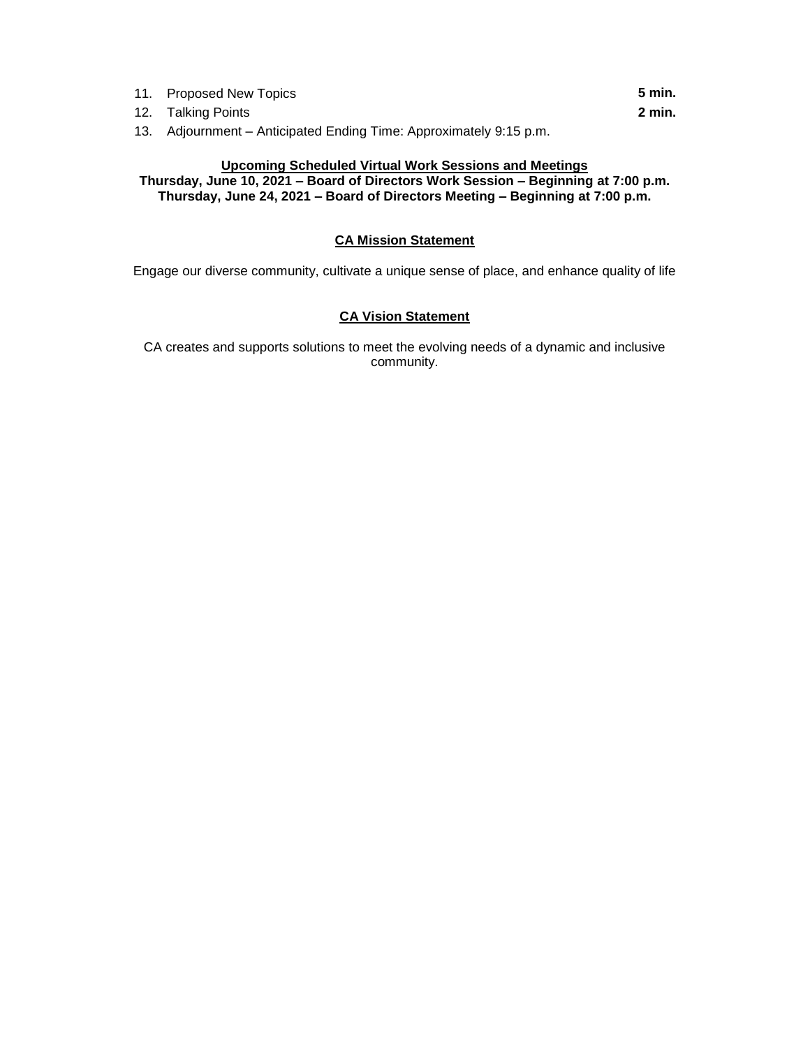11. Proposed New Topics **5 min.**
12. Talking Points **2 min.**
13. Adjournment – Anticipated Ending Time: Approximately 9:15 p.m.

**Upcoming Scheduled Virtual Work Sessions and Meetings**

**Thursday, June 10, 2021 – Board of Directors Work Session – Beginning at 7:00 p.m.**
**Thursday, June 24, 2021 – Board of Directors Meeting – Beginning at 7:00 p.m.**

**CA Mission Statement**

Engage our diverse community, cultivate a unique sense of place, and enhance quality of life

**CA Vision Statement**

CA creates and supports solutions to meet the evolving needs of a dynamic and inclusive community.